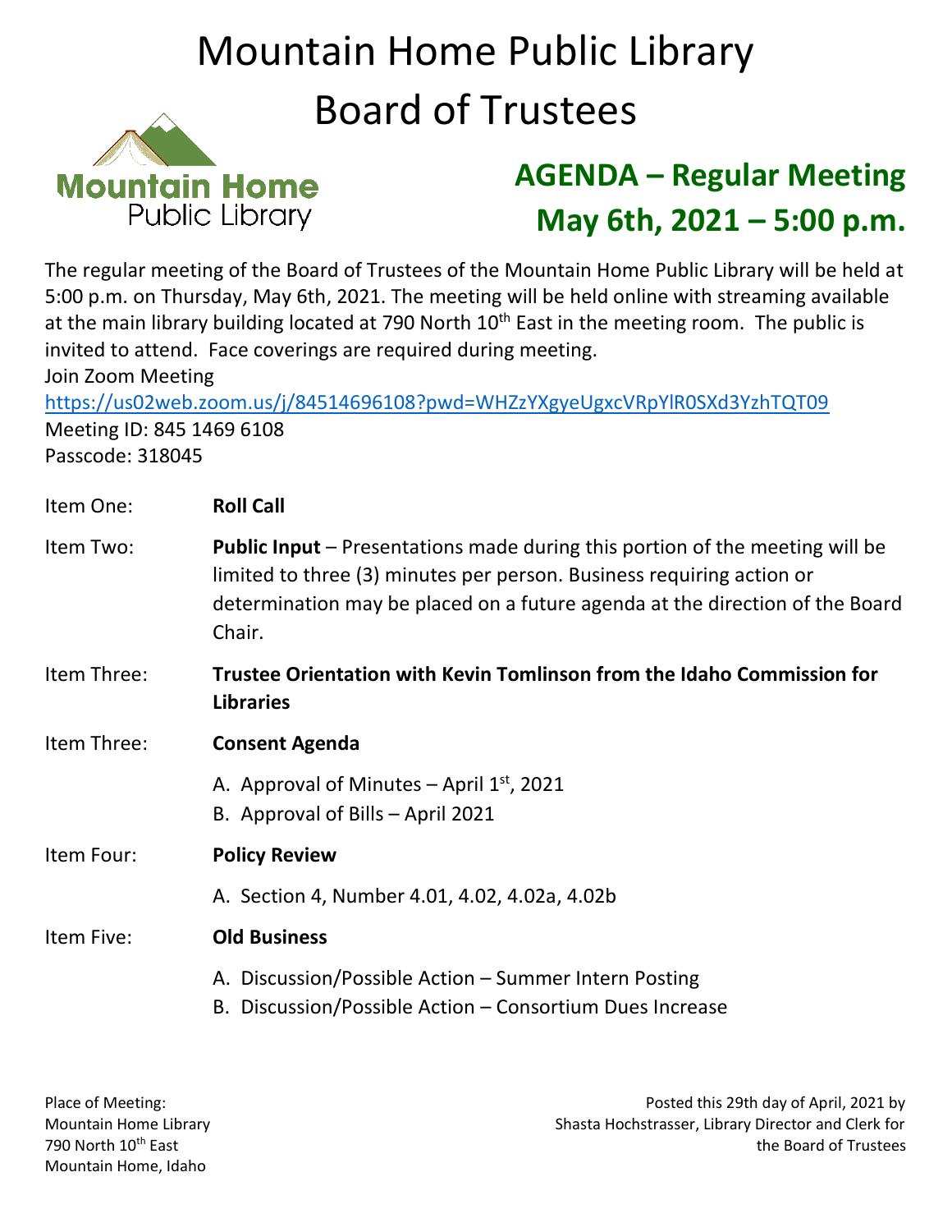# Mountain Home Public Library
# Board of Trustees

Mountain Home Public Library

## AGENDA – Regular Meeting
## May 6th, 2021 – 5:00 p.m.

The regular meeting of the Board of Trustees of the Mountain Home Public Library will be held at 5:00 p.m. on Thursday, May 6th, 2021. The meeting will be held online with streaming available at the main library building located at 790 North 10th East in the meeting room. The public is invited to attend. Face coverings are required during meeting.
Join Zoom Meeting
https://us02web.zoom.us/j/84514696108?pwd=WHZzYXgyeUgxcVRpYlR0SXd3YzhTQT09
Meeting ID: 845 1469 6108
Passcode: 318045

Item One: **Roll Call**

Item Two: **Public Input** – Presentations made during this portion of the meeting will be limited to three (3) minutes per person. Business requiring action or determination may be placed on a future agenda at the direction of the Board Chair.

Item Three: **Trustee Orientation with Kevin Tomlinson from the Idaho Commission for Libraries**

Item Three: **Consent Agenda**

A. Approval of Minutes – April 1st, 2021
B. Approval of Bills – April 2021

Item Four: **Policy Review**

A. Section 4, Number 4.01, 4.02, 4.02a, 4.02b

Item Five: **Old Business**

A. Discussion/Possible Action – Summer Intern Posting
B. Discussion/Possible Action – Consortium Dues Increase

Place of Meeting:
Mountain Home Library
790 North 10th East
Mountain Home, Idaho

Posted this 29th day of April, 2021 by Shasta Hochstrasser, Library Director and Clerk for the Board of Trustees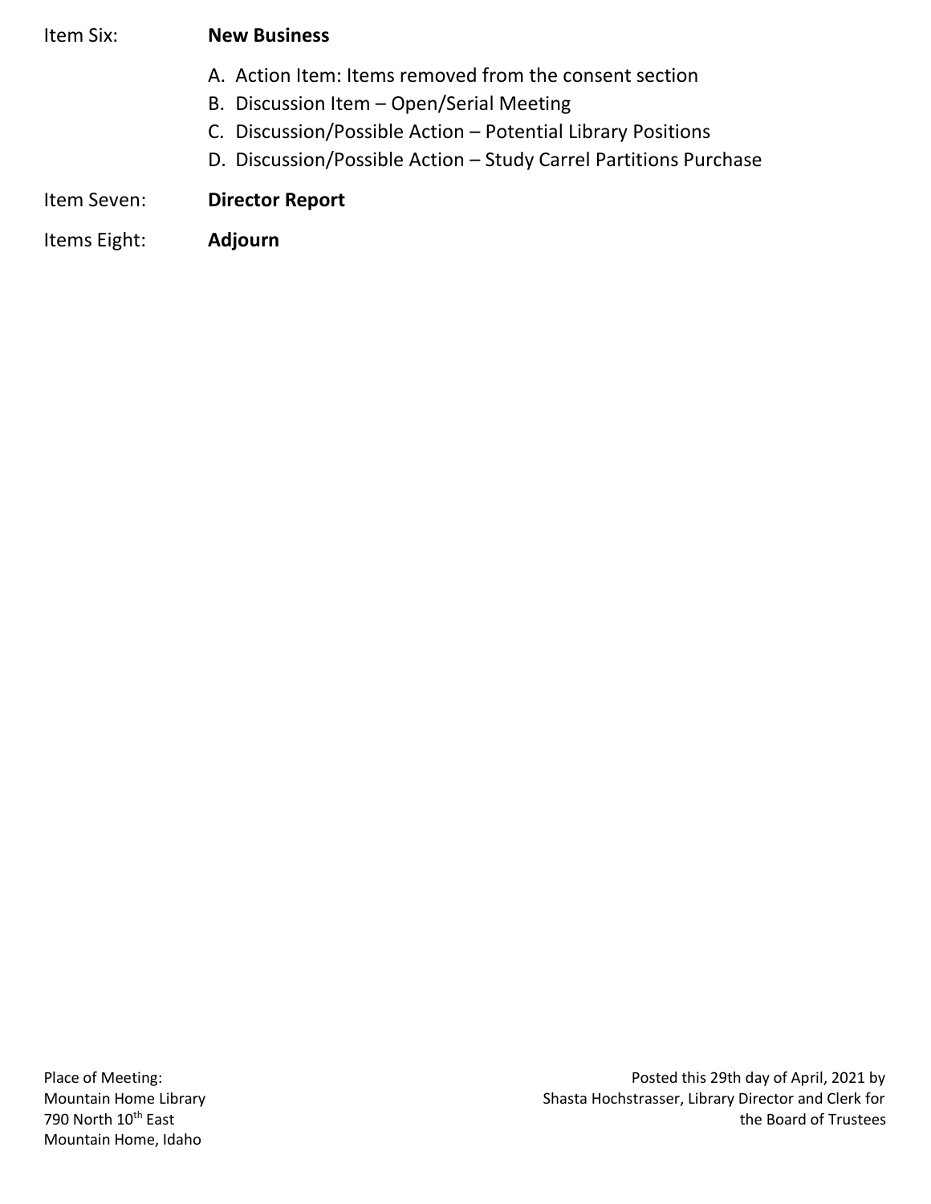Item Six: **New Business**

A. Action Item: Items removed from the consent section
B. Discussion Item – Open/Serial Meeting
C. Discussion/Possible Action – Potential Library Positions
D. Discussion/Possible Action – Study Carrel Partitions Purchase

Item Seven: **Director Report**

Items Eight: **Adjourn**

Place of Meeting:
Mountain Home Library
790 North 10th East
Mountain Home, Idaho

Posted this 29th day of April, 2021 by
Shasta Hochstrasser, Library Director and Clerk for
the Board of Trustees